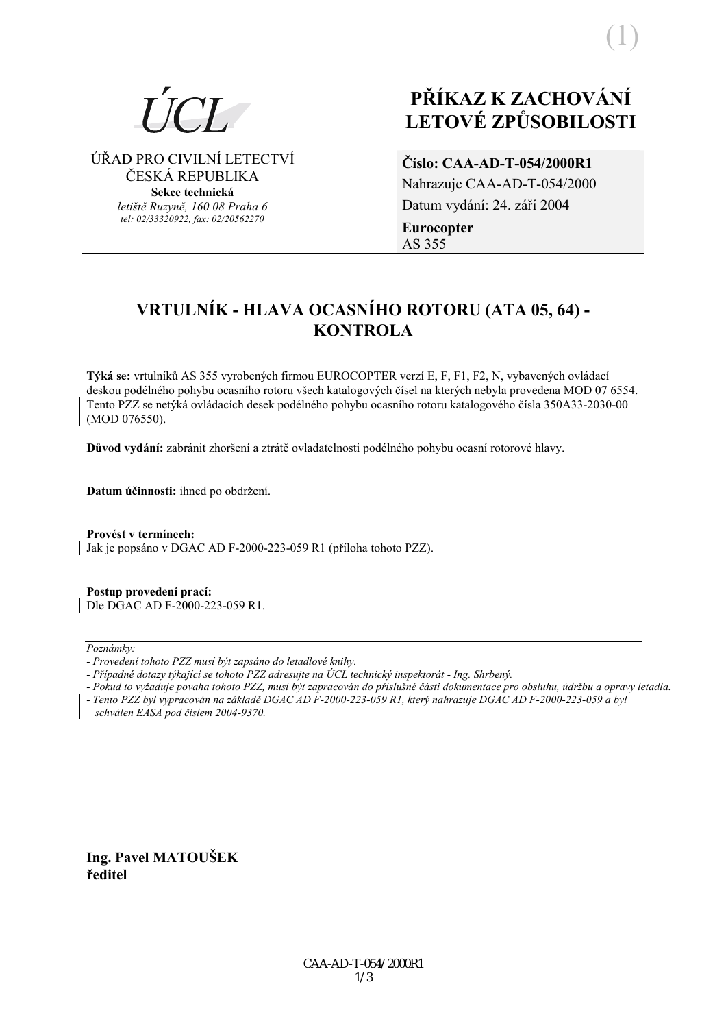ÚCL

ÚŘAD PRO CIVILNÍ LETECTVÍ
ČESKÁ REPUBLIKA
**Sekce technická**
*letiště Ruzyně, 160 08 Praha 6*
*tel: 02/33320922, fax: 02/20562270*

# PŘÍKAZ K ZACHOVÁNÍ LETOVÉ ZPŮSOBILOSTI

**Číslo: CAA-AD-T-054/2000R1**
Nahrazuje CAA-AD-T-054/2000
Datum vydání: 24. září 2004
**Eurocopter**
AS 355

## VRTULNÍK - HLAVA OCASNÍHO ROTORU (ATA 05, 64) - KONTROLA

**Týká se:** vrtulníků AS 355 vyrobených firmou EUROCOPTER verzí E, F, F1, F2, N, vybavených ovládací deskou podélného pohybu ocasního rotoru všech katalogových čísel na kterých nebyla provedena MOD 07 6554. Tento PZZ se netýká ovládacích desek podélného pohybu ocasního rotoru katalogového čísla 350A33-2030-00 (MOD 076550).

**Důvod vydání:** zabránit zhoršení a ztrátě ovladatelnosti podélného pohybu ocasní rotorové hlavy.

**Datum účinnosti:** ihned po obdržení.

**Provést v termínech:**
Jak je popsáno v DGAC AD F-2000-223-059 R1 (příloha tohoto PZZ).

**Postup provedení prací:**
Dle DGAC AD F-2000-223-059 R1.

*Poznámky:*
*- Provedení tohoto PZZ musí být zapsáno do letadlové knihy.*
*- Případné dotazy týkající se tohoto PZZ adresujte na ÚCL technický inspektorát - Ing. Shrbený.*
*- Pokud to vyžaduje povaha tohoto PZZ, musí být zapracován do příslušné části dokumentace pro obsluhu, údržbu a opravy letadla.*
*- Tento PZZ byl vypracován na základě DGAC AD F-2000-223-059 R1, který nahrazuje DGAC AD F-2000-223-059 a byl schválen EASA pod číslem 2004-9370.*

**Ing. Pavel MATOUŠEK**
**ředitel**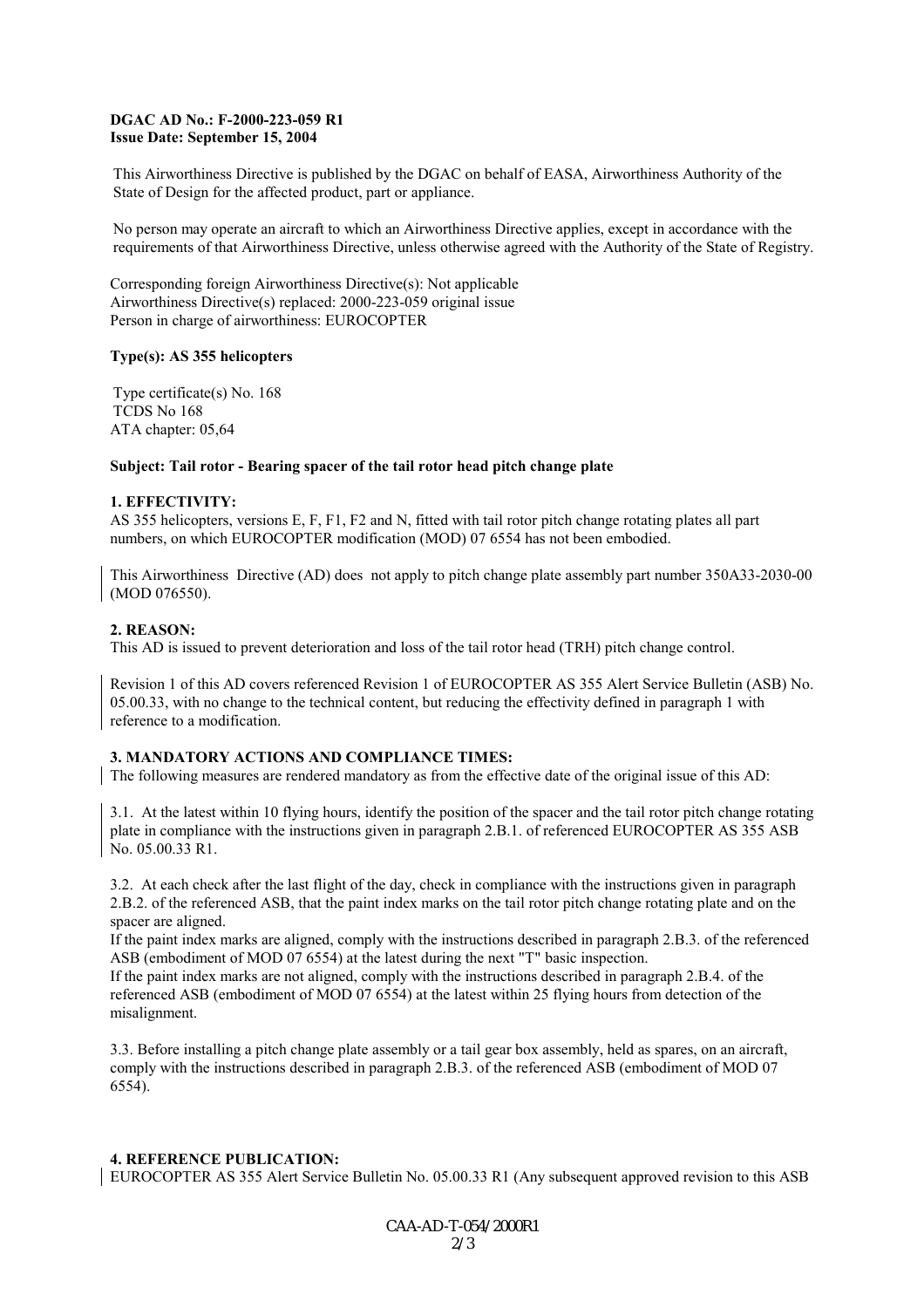**DGAC AD No.: F-2000-223-059 R1**
**Issue Date: September 15, 2004**

This Airworthiness Directive is published by the DGAC on behalf of EASA, Airworthiness Authority of the State of Design for the affected product, part or appliance.

No person may operate an aircraft to which an Airworthiness Directive applies, except in accordance with the requirements of that Airworthiness Directive, unless otherwise agreed with the Authority of the State of Registry.

Corresponding foreign Airworthiness Directive(s): Not applicable
Airworthiness Directive(s) replaced: 2000-223-059 original issue
Person in charge of airworthiness: EUROCOPTER

**Type(s): AS 355 helicopters**

Type certificate(s) No. 168
TCDS No 168
ATA chapter: 05,64

**Subject: Tail rotor - Bearing spacer of the tail rotor head pitch change plate**

**1. EFFECTIVITY:**
AS 355 helicopters, versions E, F, F1, F2 and N, fitted with tail rotor pitch change rotating plates all part numbers, on which EUROCOPTER modification (MOD) 07 6554 has not been embodied.

This Airworthiness Directive (AD) does not apply to pitch change plate assembly part number 350A33-2030-00 (MOD 076550).

**2. REASON:**
This AD is issued to prevent deterioration and loss of the tail rotor head (TRH) pitch change control.

Revision 1 of this AD covers referenced Revision 1 of EUROCOPTER AS 355 Alert Service Bulletin (ASB) No. 05.00.33, with no change to the technical content, but reducing the effectivity defined in paragraph 1 with reference to a modification.

**3. MANDATORY ACTIONS AND COMPLIANCE TIMES:**
The following measures are rendered mandatory as from the effective date of the original issue of this AD:

3.1. At the latest within 10 flying hours, identify the position of the spacer and the tail rotor pitch change rotating plate in compliance with the instructions given in paragraph 2.B.1. of referenced EUROCOPTER AS 355 ASB No. 05.00.33 R1.

3.2. At each check after the last flight of the day, check in compliance with the instructions given in paragraph 2.B.2. of the referenced ASB, that the paint index marks on the tail rotor pitch change rotating plate and on the spacer are aligned.
If the paint index marks are aligned, comply with the instructions described in paragraph 2.B.3. of the referenced ASB (embodiment of MOD 07 6554) at the latest during the next "T" basic inspection.
If the paint index marks are not aligned, comply with the instructions described in paragraph 2.B.4. of the referenced ASB (embodiment of MOD 07 6554) at the latest within 25 flying hours from detection of the misalignment.

3.3. Before installing a pitch change plate assembly or a tail gear box assembly, held as spares, on an aircraft, comply with the instructions described in paragraph 2.B.3. of the referenced ASB (embodiment of MOD 07 6554).

**4. REFERENCE PUBLICATION:**
EUROCOPTER AS 355 Alert Service Bulletin No. 05.00.33 R1 (Any subsequent approved revision to this ASB

CAA-AD-T-054/2000R1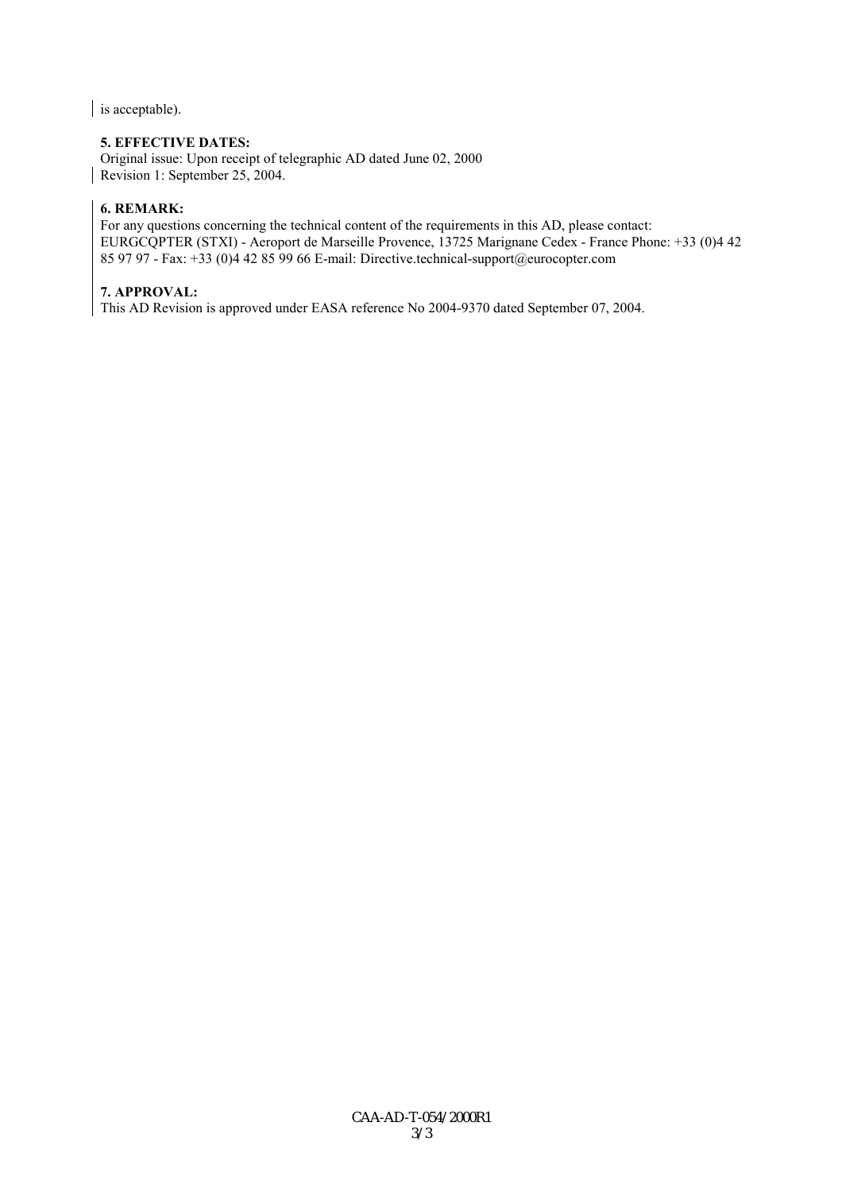is acceptable).

**5. EFFECTIVE DATES:**

Original issue: Upon receipt of telegraphic AD dated June 02, 2000
Revision 1: September 25, 2004.

**6. REMARK:**

For any questions concerning the technical content of the requirements in this AD, please contact:
EURGCQPTER (STXI) - Aeroport de Marseille Provence, 13725 Marignane Cedex - France Phone: +33 (0)4 42 85 97 97 - Fax: +33 (0)4 42 85 99 66 E-mail: Directive.technical-support@eurocopter.com

**7. APPROVAL:**

This AD Revision is approved under EASA reference No 2004-9370 dated September 07, 2004.